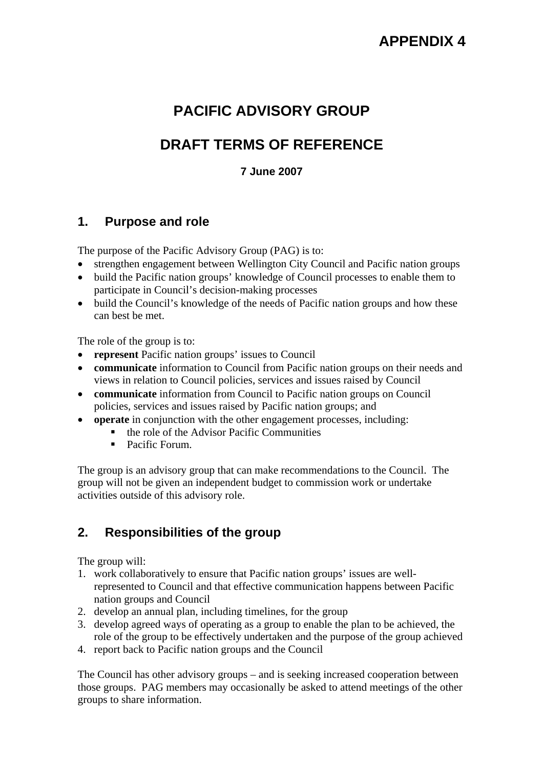APPENDIX 4

# PACIFIC ADVISORY GROUP

# DRAFT TERMS OF REFERENCE

**7 June 2007**

## 1. Purpose and role

The purpose of the Pacific Advisory Group (PAG) is to:

- strengthen engagement between Wellington City Council and Pacific nation groups
- build the Pacific nation groups' knowledge of Council processes to enable them to participate in Council's decision-making processes
- build the Council's knowledge of the needs of Pacific nation groups and how these can best be met.

The role of the group is to:

- **represent** Pacific nation groups' issues to Council
- **communicate** information to Council from Pacific nation groups on their needs and views in relation to Council policies, services and issues raised by Council
- **communicate** information from Council to Pacific nation groups on Council policies, services and issues raised by Pacific nation groups; and
- **operate** in conjunction with the other engagement processes, including:
  - the role of the Advisor Pacific Communities
  - Pacific Forum.

The group is an advisory group that can make recommendations to the Council. The group will not be given an independent budget to commission work or undertake activities outside of this advisory role.

## 2. Responsibilities of the group

The group will:

1. work collaboratively to ensure that Pacific nation groups' issues are well-represented to Council and that effective communication happens between Pacific nation groups and Council
2. develop an annual plan, including timelines, for the group
3. develop agreed ways of operating as a group to enable the plan to be achieved, the role of the group to be effectively undertaken and the purpose of the group achieved
4. report back to Pacific nation groups and the Council

The Council has other advisory groups – and is seeking increased cooperation between those groups. PAG members may occasionally be asked to attend meetings of the other groups to share information.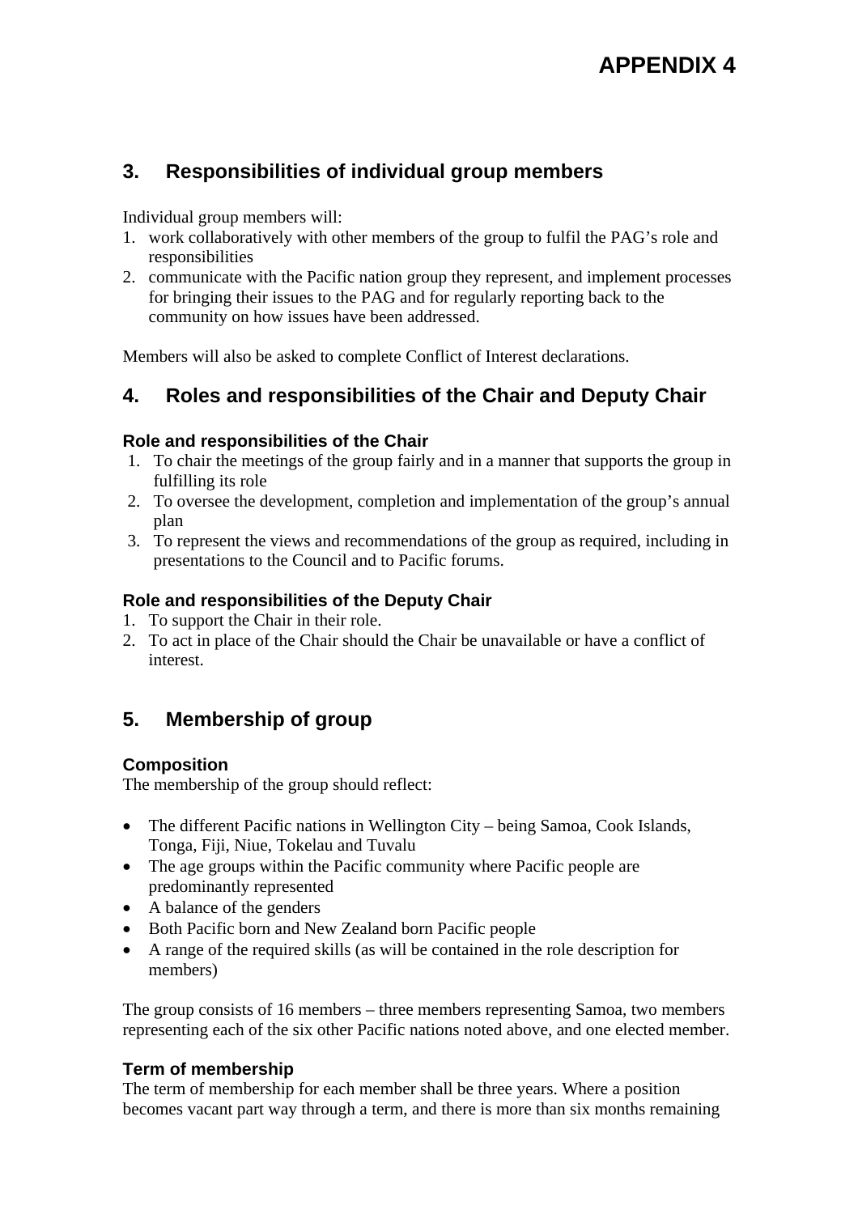# APPENDIX 4

## 3. Responsibilities of individual group members

Individual group members will:

1. work collaboratively with other members of the group to fulfil the PAG's role and responsibilities
2. communicate with the Pacific nation group they represent, and implement processes for bringing their issues to the PAG and for regularly reporting back to the community on how issues have been addressed.

Members will also be asked to complete Conflict of Interest declarations.

## 4. Roles and responsibilities of the Chair and Deputy Chair

### Role and responsibilities of the Chair

1. To chair the meetings of the group fairly and in a manner that supports the group in fulfilling its role
2. To oversee the development, completion and implementation of the group's annual plan
3. To represent the views and recommendations of the group as required, including in presentations to the Council and to Pacific forums.

### Role and responsibilities of the Deputy Chair

1. To support the Chair in their role.
2. To act in place of the Chair should the Chair be unavailable or have a conflict of interest.

## 5. Membership of group

### Composition

The membership of the group should reflect:

- The different Pacific nations in Wellington City – being Samoa, Cook Islands, Tonga, Fiji, Niue, Tokelau and Tuvalu
- The age groups within the Pacific community where Pacific people are predominantly represented
- A balance of the genders
- Both Pacific born and New Zealand born Pacific people
- A range of the required skills (as will be contained in the role description for members)

The group consists of 16 members – three members representing Samoa, two members representing each of the six other Pacific nations noted above, and one elected member.

### Term of membership

The term of membership for each member shall be three years. Where a position becomes vacant part way through a term, and there is more than six months remaining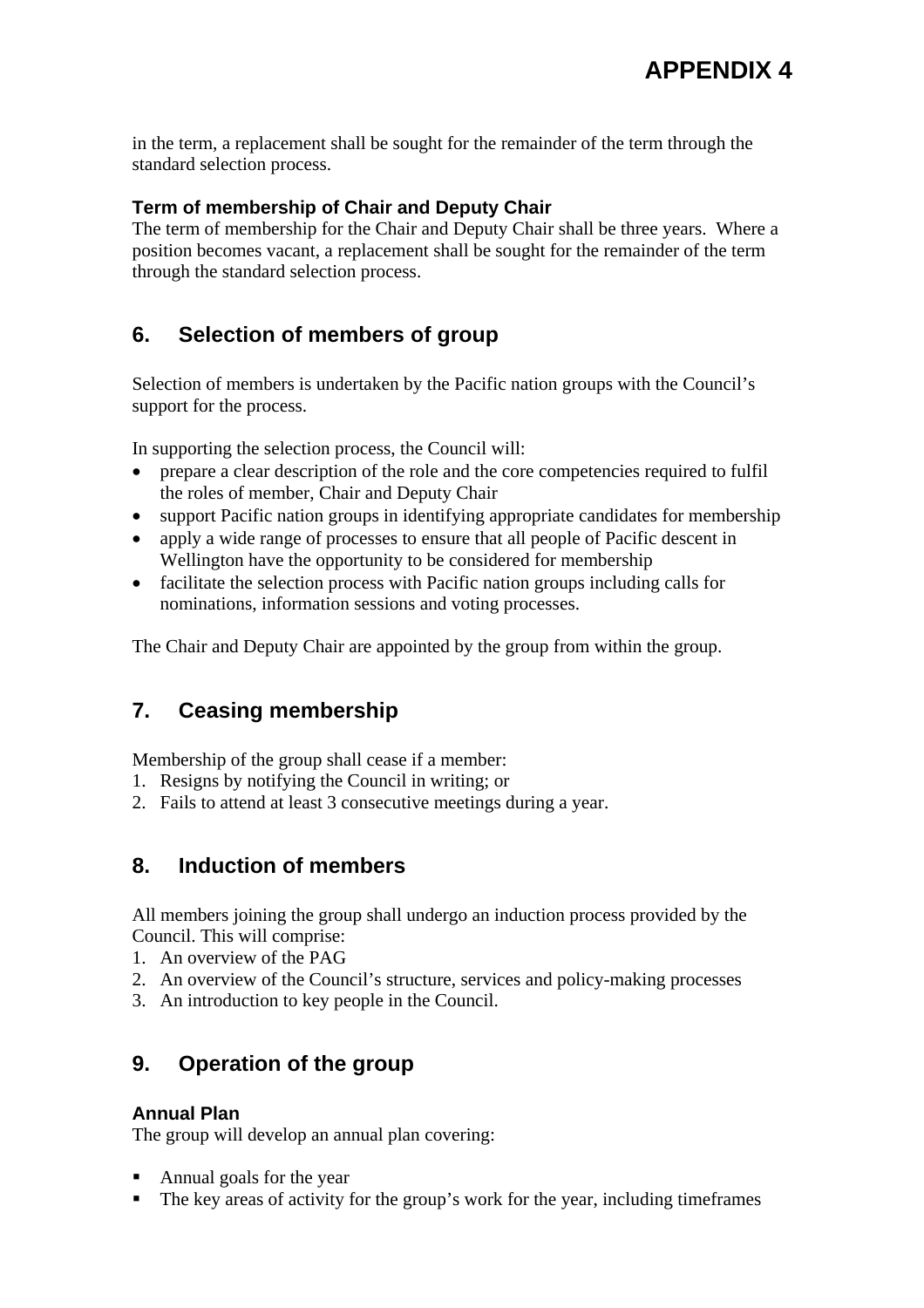in the term, a replacement shall be sought for the remainder of the term through the standard selection process.

### Term of membership of Chair and Deputy Chair

The term of membership for the Chair and Deputy Chair shall be three years. Where a position becomes vacant, a replacement shall be sought for the remainder of the term through the standard selection process.

## 6. Selection of members of group

Selection of members is undertaken by the Pacific nation groups with the Council's support for the process.

In supporting the selection process, the Council will:

- prepare a clear description of the role and the core competencies required to fulfil the roles of member, Chair and Deputy Chair
- support Pacific nation groups in identifying appropriate candidates for membership
- apply a wide range of processes to ensure that all people of Pacific descent in Wellington have the opportunity to be considered for membership
- facilitate the selection process with Pacific nation groups including calls for nominations, information sessions and voting processes.

The Chair and Deputy Chair are appointed by the group from within the group.

## 7. Ceasing membership

Membership of the group shall cease if a member:

1. Resigns by notifying the Council in writing; or
2. Fails to attend at least 3 consecutive meetings during a year.

## 8. Induction of members

All members joining the group shall undergo an induction process provided by the Council. This will comprise:

1. An overview of the PAG
2. An overview of the Council's structure, services and policy-making processes
3. An introduction to key people in the Council.

## 9. Operation of the group

### Annual Plan

The group will develop an annual plan covering:

- Annual goals for the year
- The key areas of activity for the group's work for the year, including timeframes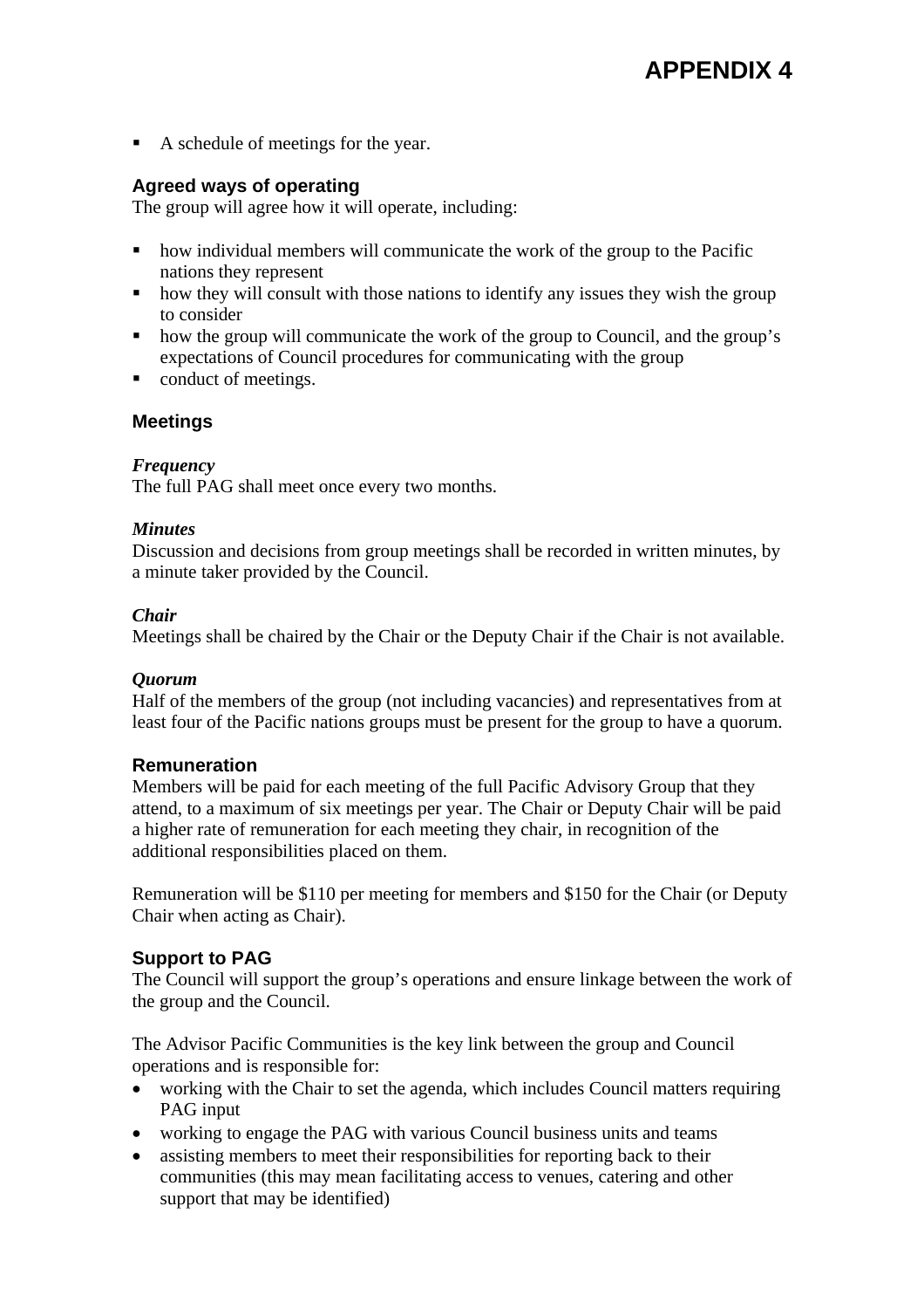- A schedule of meetings for the year.

### Agreed ways of operating

The group will agree how it will operate, including:

- how individual members will communicate the work of the group to the Pacific nations they represent
- how they will consult with those nations to identify any issues they wish the group to consider
- how the group will communicate the work of the group to Council, and the group's expectations of Council procedures for communicating with the group
- conduct of meetings.

### Meetings

#### *Frequency*

The full PAG shall meet once every two months.

#### *Minutes*

Discussion and decisions from group meetings shall be recorded in written minutes, by a minute taker provided by the Council.

#### *Chair*

Meetings shall be chaired by the Chair or the Deputy Chair if the Chair is not available.

#### *Quorum*

Half of the members of the group (not including vacancies) and representatives from at least four of the Pacific nations groups must be present for the group to have a quorum.

### Remuneration

Members will be paid for each meeting of the full Pacific Advisory Group that they attend, to a maximum of six meetings per year. The Chair or Deputy Chair will be paid a higher rate of remuneration for each meeting they chair, in recognition of the additional responsibilities placed on them.

Remuneration will be $110 per meeting for members and $150 for the Chair (or Deputy Chair when acting as Chair).

### Support to PAG

The Council will support the group's operations and ensure linkage between the work of the group and the Council.

The Advisor Pacific Communities is the key link between the group and Council operations and is responsible for:

- working with the Chair to set the agenda, which includes Council matters requiring PAG input
- working to engage the PAG with various Council business units and teams
- assisting members to meet their responsibilities for reporting back to their communities (this may mean facilitating access to venues, catering and other support that may be identified)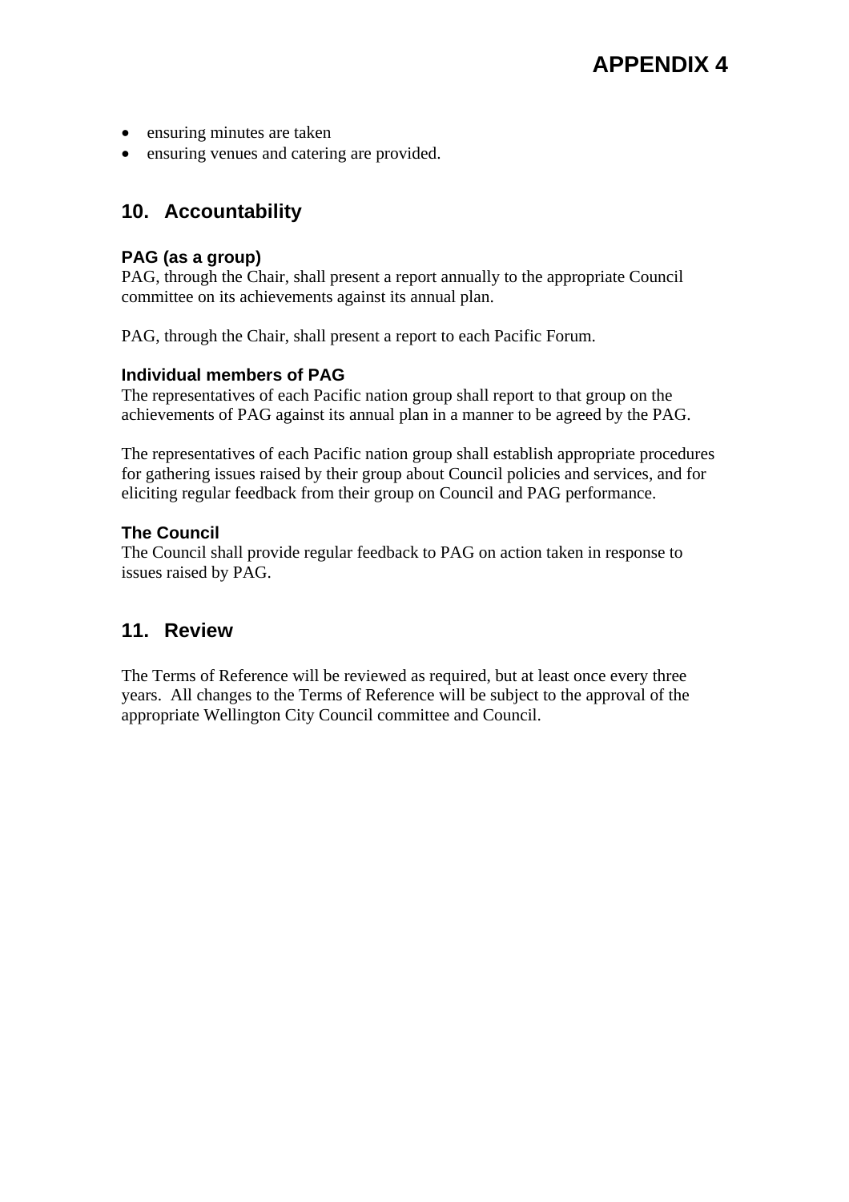- ensuring minutes are taken
- ensuring venues and catering are provided.

## 10. Accountability

### PAG (as a group)

PAG, through the Chair, shall present a report annually to the appropriate Council committee on its achievements against its annual plan.

PAG, through the Chair, shall present a report to each Pacific Forum.

### Individual members of PAG

The representatives of each Pacific nation group shall report to that group on the achievements of PAG against its annual plan in a manner to be agreed by the PAG.

The representatives of each Pacific nation group shall establish appropriate procedures for gathering issues raised by their group about Council policies and services, and for eliciting regular feedback from their group on Council and PAG performance.

### The Council

The Council shall provide regular feedback to PAG on action taken in response to issues raised by PAG.

## 11. Review

The Terms of Reference will be reviewed as required, but at least once every three years. All changes to the Terms of Reference will be subject to the approval of the appropriate Wellington City Council committee and Council.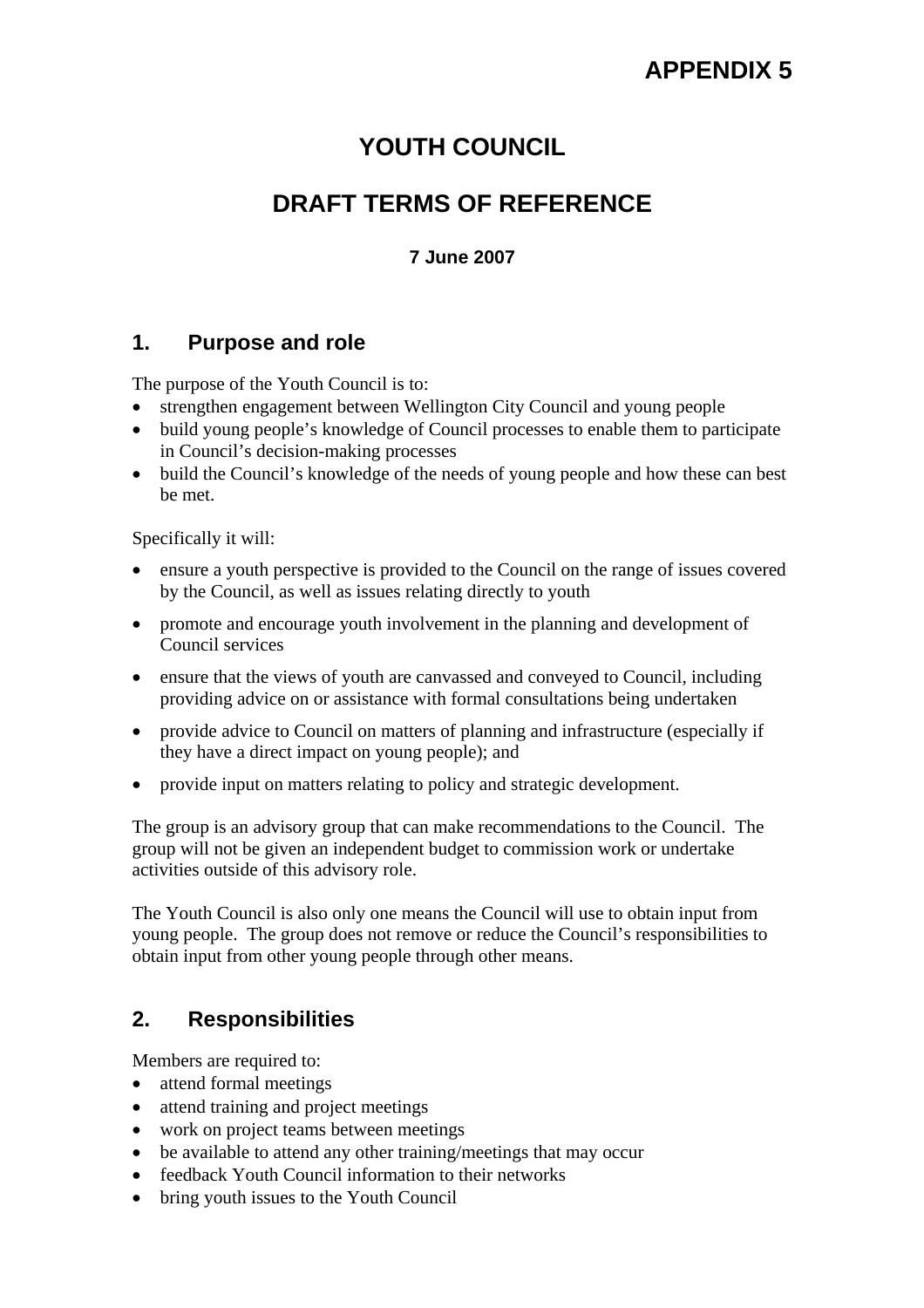# APPENDIX 5

# YOUTH COUNCIL

# DRAFT TERMS OF REFERENCE

**7 June 2007**

## 1. Purpose and role

The purpose of the Youth Council is to:

- strengthen engagement between Wellington City Council and young people
- build young people's knowledge of Council processes to enable them to participate in Council's decision-making processes
- build the Council's knowledge of the needs of young people and how these can best be met.

Specifically it will:

- ensure a youth perspective is provided to the Council on the range of issues covered by the Council, as well as issues relating directly to youth
- promote and encourage youth involvement in the planning and development of Council services
- ensure that the views of youth are canvassed and conveyed to Council, including providing advice on or assistance with formal consultations being undertaken
- provide advice to Council on matters of planning and infrastructure (especially if they have a direct impact on young people); and
- provide input on matters relating to policy and strategic development.

The group is an advisory group that can make recommendations to the Council. The group will not be given an independent budget to commission work or undertake activities outside of this advisory role.

The Youth Council is also only one means the Council will use to obtain input from young people. The group does not remove or reduce the Council's responsibilities to obtain input from other young people through other means.

## 2. Responsibilities

Members are required to:

- attend formal meetings
- attend training and project meetings
- work on project teams between meetings
- be available to attend any other training/meetings that may occur
- feedback Youth Council information to their networks
- bring youth issues to the Youth Council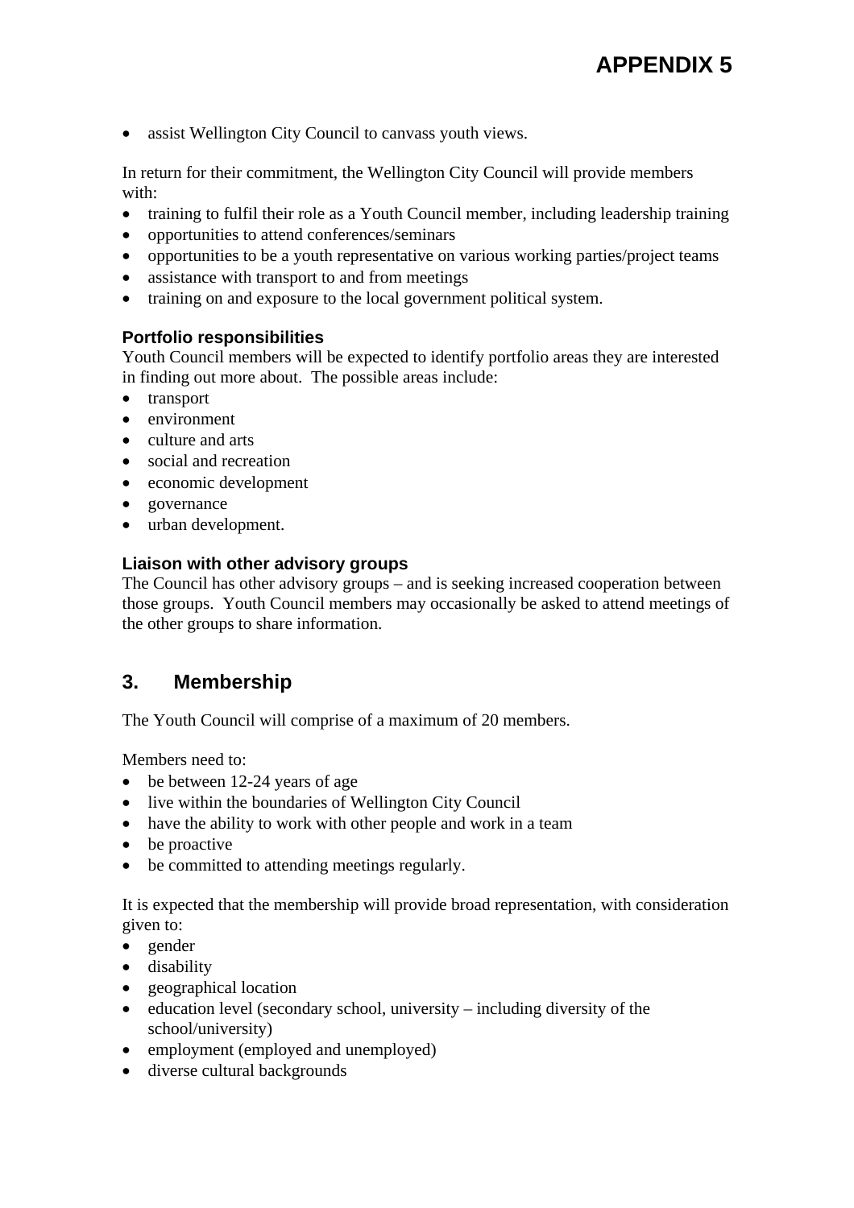- assist Wellington City Council to canvass youth views.

In return for their commitment, the Wellington City Council will provide members with:

- training to fulfil their role as a Youth Council member, including leadership training
- opportunities to attend conferences/seminars
- opportunities to be a youth representative on various working parties/project teams
- assistance with transport to and from meetings
- training on and exposure to the local government political system.

### Portfolio responsibilities

Youth Council members will be expected to identify portfolio areas they are interested in finding out more about. The possible areas include:

- transport
- environment
- culture and arts
- social and recreation
- economic development
- governance
- urban development.

### Liaison with other advisory groups

The Council has other advisory groups – and is seeking increased cooperation between those groups. Youth Council members may occasionally be asked to attend meetings of the other groups to share information.

## 3. Membership

The Youth Council will comprise of a maximum of 20 members.

Members need to:

- be between 12-24 years of age
- live within the boundaries of Wellington City Council
- have the ability to work with other people and work in a team
- be proactive
- be committed to attending meetings regularly.

It is expected that the membership will provide broad representation, with consideration given to:

- gender
- disability
- geographical location
- education level (secondary school, university – including diversity of the school/university)
- employment (employed and unemployed)
- diverse cultural backgrounds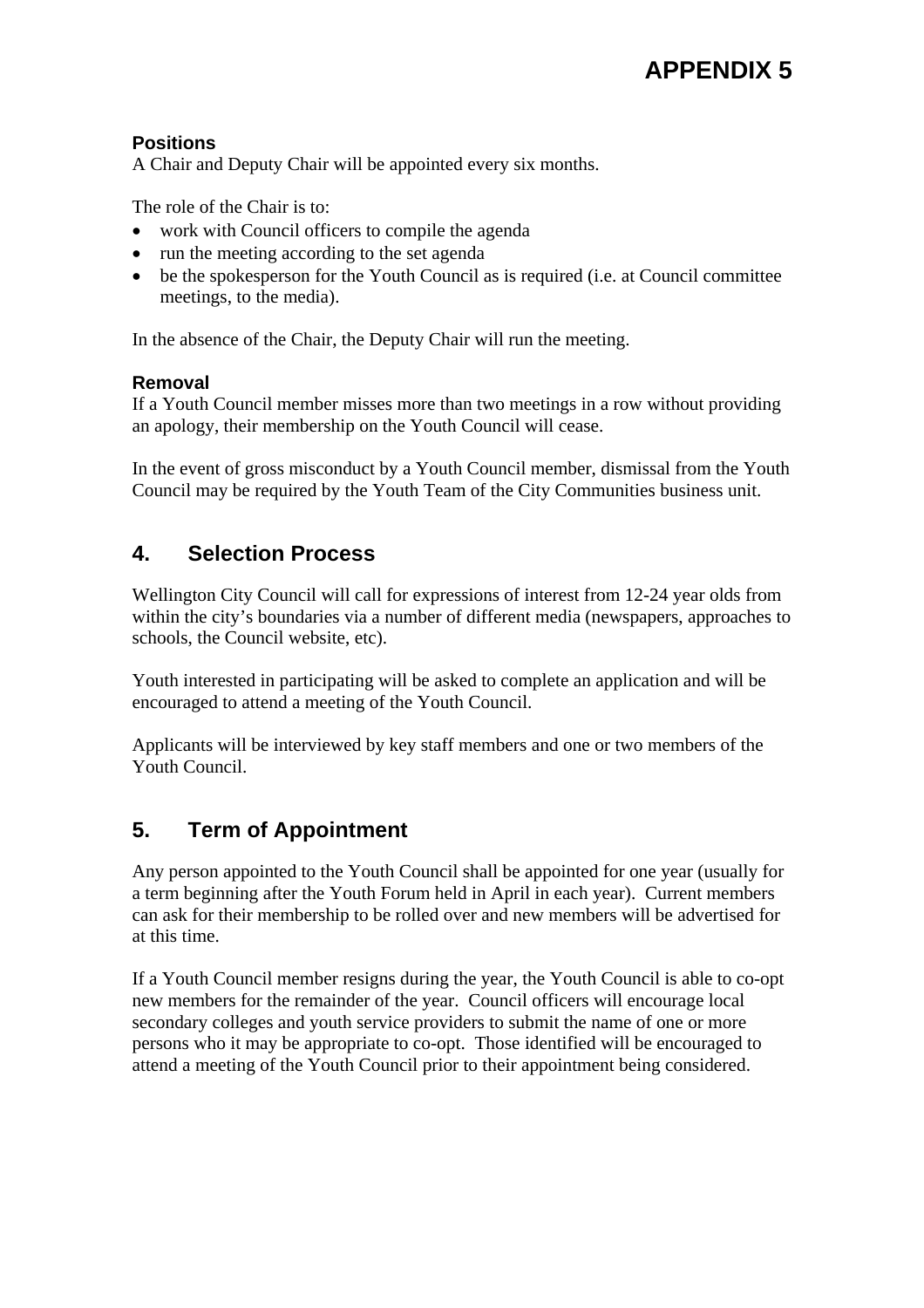# APPENDIX 5

**Positions**

A Chair and Deputy Chair will be appointed every six months.

The role of the Chair is to:

- work with Council officers to compile the agenda
- run the meeting according to the set agenda
- be the spokesperson for the Youth Council as is required (i.e. at Council committee meetings, to the media).

In the absence of the Chair, the Deputy Chair will run the meeting.

**Removal**

If a Youth Council member misses more than two meetings in a row without providing an apology, their membership on the Youth Council will cease.

In the event of gross misconduct by a Youth Council member, dismissal from the Youth Council may be required by the Youth Team of the City Communities business unit.

## 4. Selection Process

Wellington City Council will call for expressions of interest from 12-24 year olds from within the city's boundaries via a number of different media (newspapers, approaches to schools, the Council website, etc).

Youth interested in participating will be asked to complete an application and will be encouraged to attend a meeting of the Youth Council.

Applicants will be interviewed by key staff members and one or two members of the Youth Council.

## 5. Term of Appointment

Any person appointed to the Youth Council shall be appointed for one year (usually for a term beginning after the Youth Forum held in April in each year). Current members can ask for their membership to be rolled over and new members will be advertised for at this time.

If a Youth Council member resigns during the year, the Youth Council is able to co-opt new members for the remainder of the year. Council officers will encourage local secondary colleges and youth service providers to submit the name of one or more persons who it may be appropriate to co-opt. Those identified will be encouraged to attend a meeting of the Youth Council prior to their appointment being considered.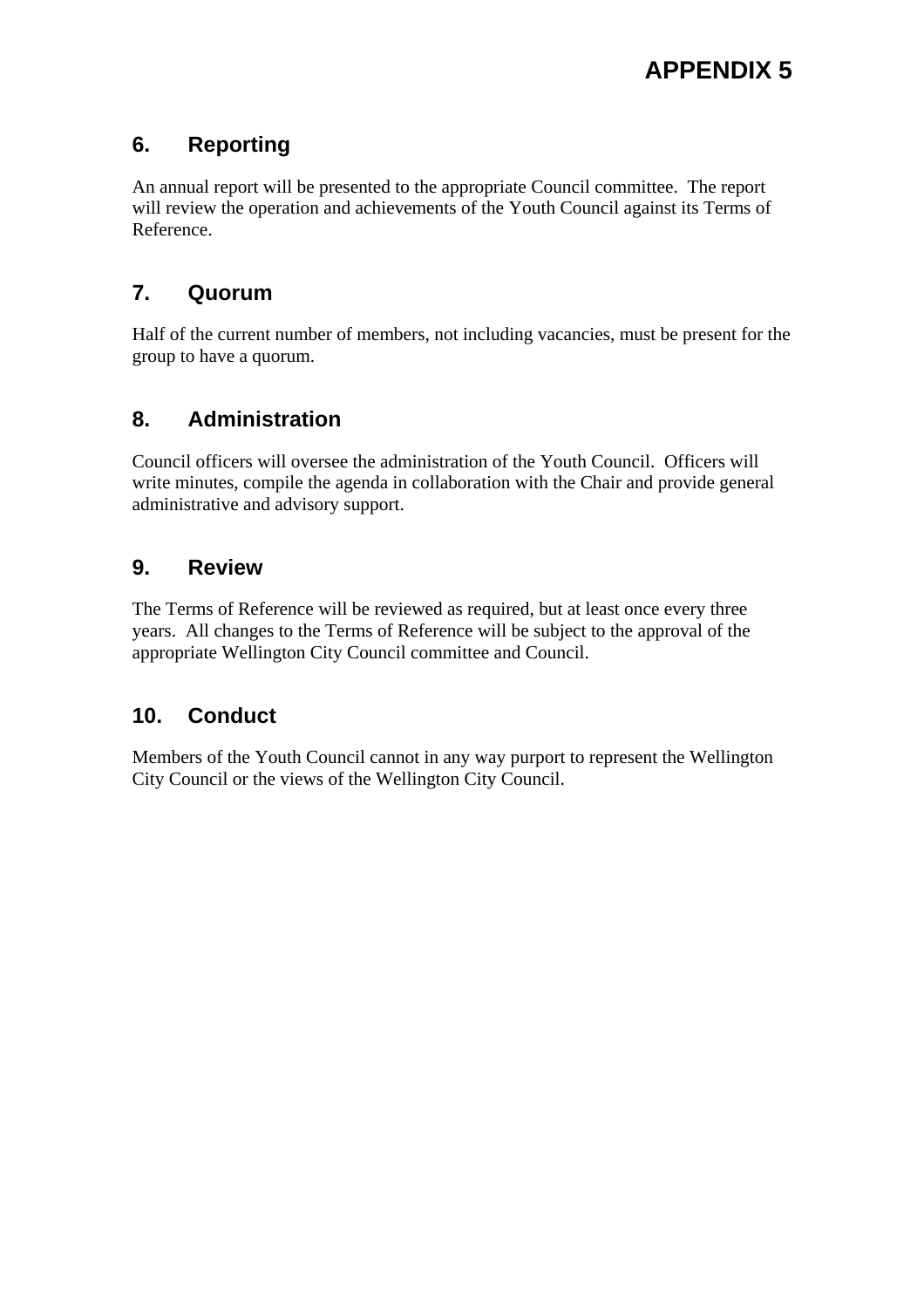## 6. Reporting

An annual report will be presented to the appropriate Council committee. The report will review the operation and achievements of the Youth Council against its Terms of Reference.

## 7. Quorum

Half of the current number of members, not including vacancies, must be present for the group to have a quorum.

## 8. Administration

Council officers will oversee the administration of the Youth Council. Officers will write minutes, compile the agenda in collaboration with the Chair and provide general administrative and advisory support.

## 9. Review

The Terms of Reference will be reviewed as required, but at least once every three years. All changes to the Terms of Reference will be subject to the approval of the appropriate Wellington City Council committee and Council.

## 10. Conduct

Members of the Youth Council cannot in any way purport to represent the Wellington City Council or the views of the Wellington City Council.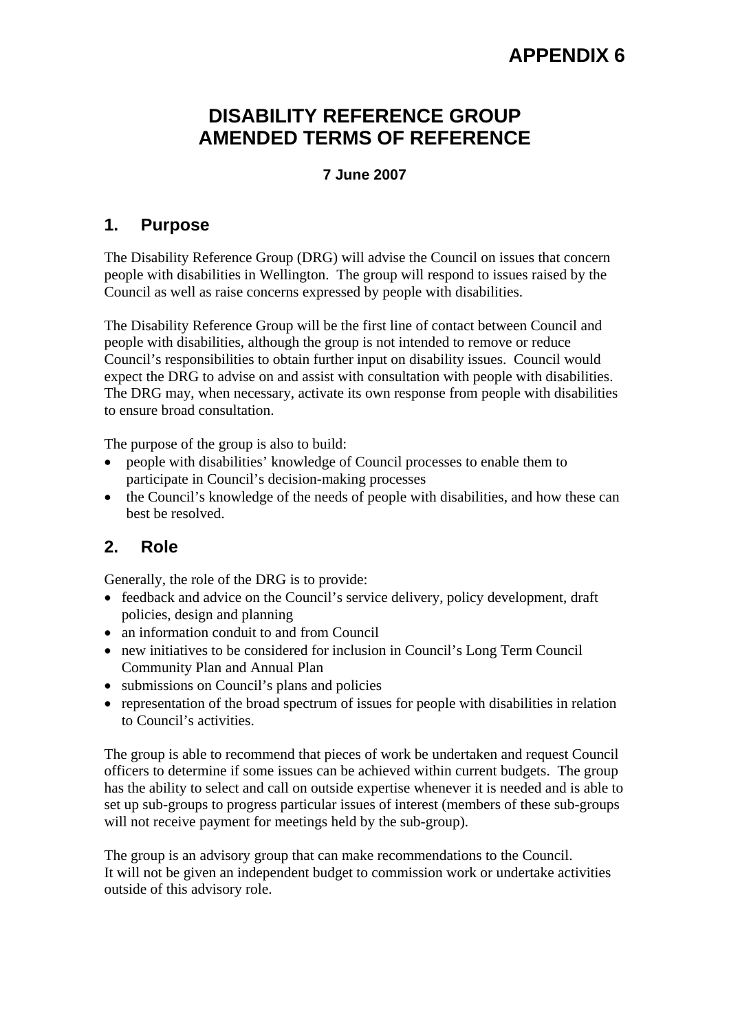# APPENDIX 6

# DISABILITY REFERENCE GROUP AMENDED TERMS OF REFERENCE

**7 June 2007**

## 1. Purpose

The Disability Reference Group (DRG) will advise the Council on issues that concern people with disabilities in Wellington. The group will respond to issues raised by the Council as well as raise concerns expressed by people with disabilities.

The Disability Reference Group will be the first line of contact between Council and people with disabilities, although the group is not intended to remove or reduce Council's responsibilities to obtain further input on disability issues. Council would expect the DRG to advise on and assist with consultation with people with disabilities. The DRG may, when necessary, activate its own response from people with disabilities to ensure broad consultation.

The purpose of the group is also to build:

- people with disabilities' knowledge of Council processes to enable them to participate in Council's decision-making processes
- the Council's knowledge of the needs of people with disabilities, and how these can best be resolved.

## 2. Role

Generally, the role of the DRG is to provide:

- feedback and advice on the Council's service delivery, policy development, draft policies, design and planning
- an information conduit to and from Council
- new initiatives to be considered for inclusion in Council's Long Term Council Community Plan and Annual Plan
- submissions on Council's plans and policies
- representation of the broad spectrum of issues for people with disabilities in relation to Council's activities.

The group is able to recommend that pieces of work be undertaken and request Council officers to determine if some issues can be achieved within current budgets. The group has the ability to select and call on outside expertise whenever it is needed and is able to set up sub-groups to progress particular issues of interest (members of these sub-groups will not receive payment for meetings held by the sub-group).

The group is an advisory group that can make recommendations to the Council. It will not be given an independent budget to commission work or undertake activities outside of this advisory role.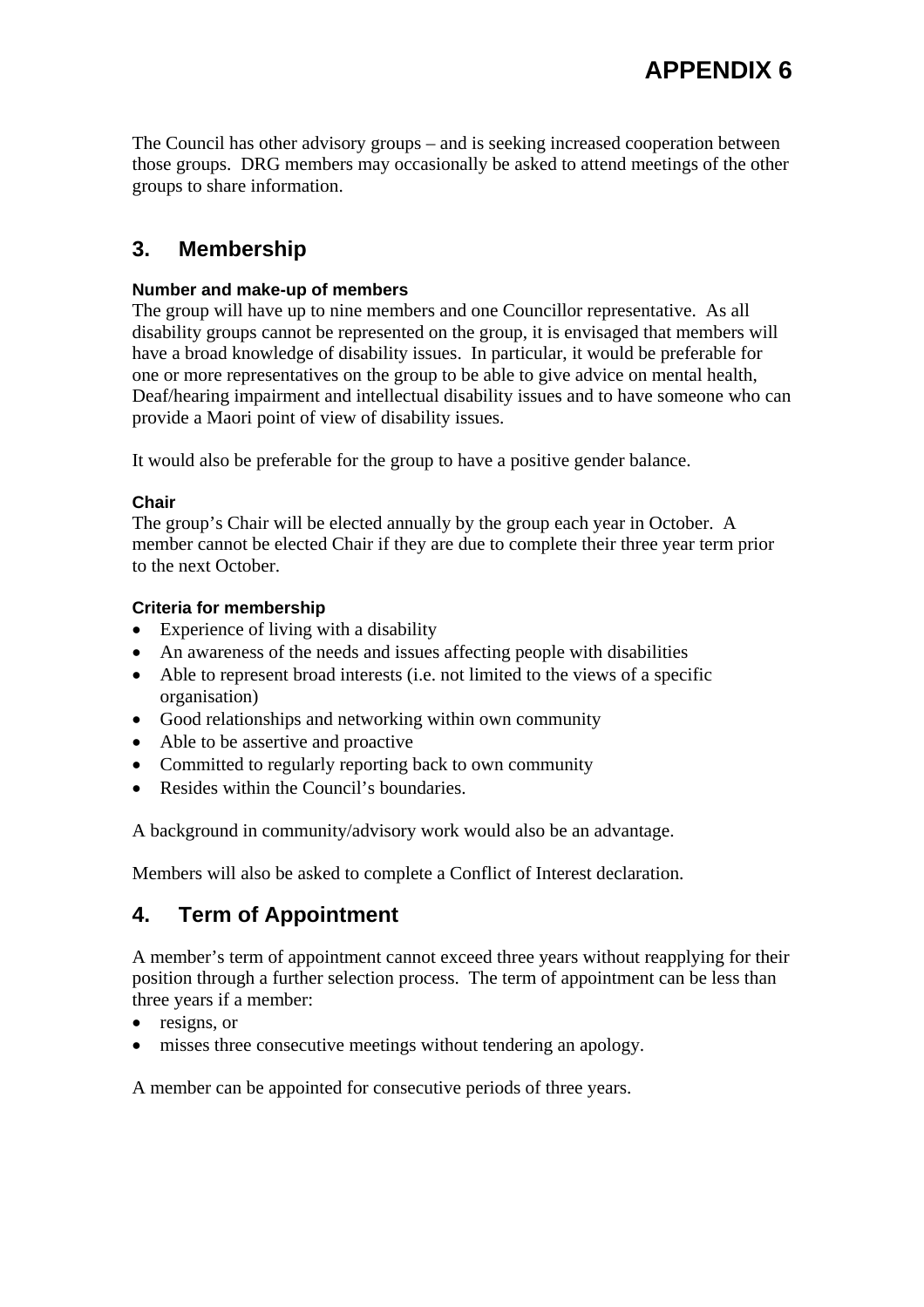# APPENDIX 6

The Council has other advisory groups – and is seeking increased cooperation between those groups. DRG members may occasionally be asked to attend meetings of the other groups to share information.

## 3. Membership

#### Number and make-up of members

The group will have up to nine members and one Councillor representative. As all disability groups cannot be represented on the group, it is envisaged that members will have a broad knowledge of disability issues. In particular, it would be preferable for one or more representatives on the group to be able to give advice on mental health, Deaf/hearing impairment and intellectual disability issues and to have someone who can provide a Maori point of view of disability issues.

It would also be preferable for the group to have a positive gender balance.

#### Chair

The group's Chair will be elected annually by the group each year in October. A member cannot be elected Chair if they are due to complete their three year term prior to the next October.

#### Criteria for membership

- Experience of living with a disability
- An awareness of the needs and issues affecting people with disabilities
- Able to represent broad interests (i.e. not limited to the views of a specific organisation)
- Good relationships and networking within own community
- Able to be assertive and proactive
- Committed to regularly reporting back to own community
- Resides within the Council's boundaries.

A background in community/advisory work would also be an advantage.

Members will also be asked to complete a Conflict of Interest declaration.

## 4. Term of Appointment

A member's term of appointment cannot exceed three years without reapplying for their position through a further selection process. The term of appointment can be less than three years if a member:

- resigns, or
- misses three consecutive meetings without tendering an apology.

A member can be appointed for consecutive periods of three years.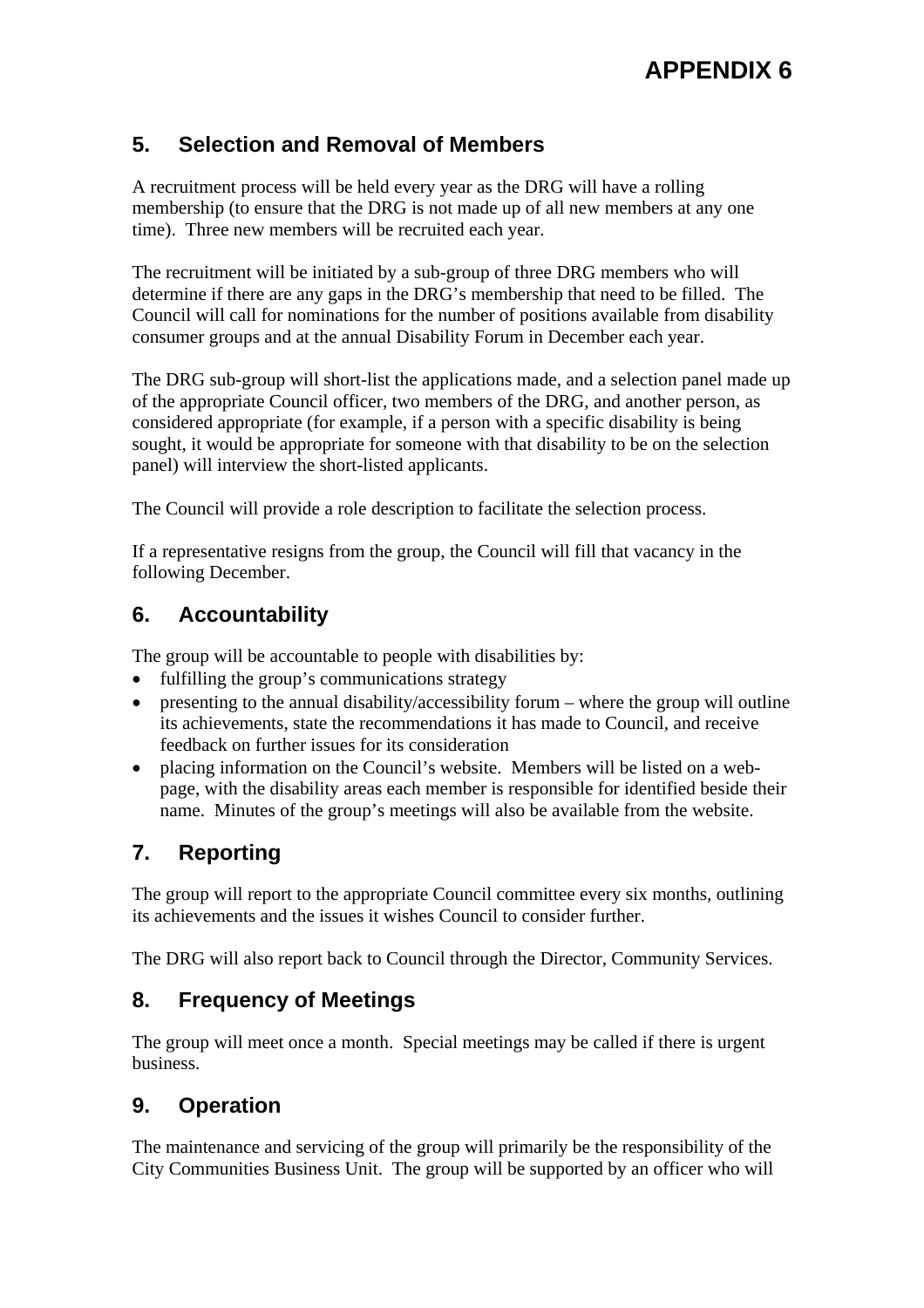# APPENDIX 6

## 5. Selection and Removal of Members

A recruitment process will be held every year as the DRG will have a rolling membership (to ensure that the DRG is not made up of all new members at any one time). Three new members will be recruited each year.

The recruitment will be initiated by a sub-group of three DRG members who will determine if there are any gaps in the DRG's membership that need to be filled. The Council will call for nominations for the number of positions available from disability consumer groups and at the annual Disability Forum in December each year.

The DRG sub-group will short-list the applications made, and a selection panel made up of the appropriate Council officer, two members of the DRG, and another person, as considered appropriate (for example, if a person with a specific disability is being sought, it would be appropriate for someone with that disability to be on the selection panel) will interview the short-listed applicants.

The Council will provide a role description to facilitate the selection process.

If a representative resigns from the group, the Council will fill that vacancy in the following December.

## 6. Accountability

The group will be accountable to people with disabilities by:

- fulfilling the group's communications strategy
- presenting to the annual disability/accessibility forum – where the group will outline its achievements, state the recommendations it has made to Council, and receive feedback on further issues for its consideration
- placing information on the Council's website. Members will be listed on a web-page, with the disability areas each member is responsible for identified beside their name. Minutes of the group's meetings will also be available from the website.

## 7. Reporting

The group will report to the appropriate Council committee every six months, outlining its achievements and the issues it wishes Council to consider further.

The DRG will also report back to Council through the Director, Community Services.

## 8. Frequency of Meetings

The group will meet once a month. Special meetings may be called if there is urgent business.

## 9. Operation

The maintenance and servicing of the group will primarily be the responsibility of the City Communities Business Unit. The group will be supported by an officer who will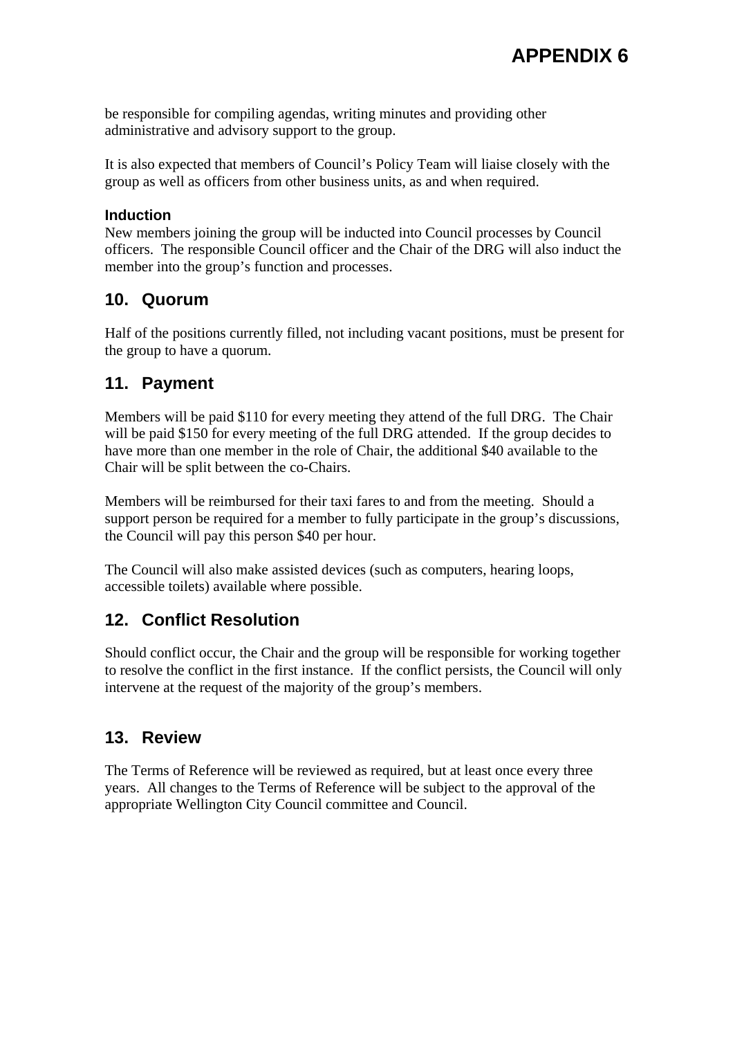be responsible for compiling agendas, writing minutes and providing other administrative and advisory support to the group.

It is also expected that members of Council's Policy Team will liaise closely with the group as well as officers from other business units, as and when required.

### Induction

New members joining the group will be inducted into Council processes by Council officers. The responsible Council officer and the Chair of the DRG will also induct the member into the group's function and processes.

## 10. Quorum

Half of the positions currently filled, not including vacant positions, must be present for the group to have a quorum.

## 11. Payment

Members will be paid $110 for every meeting they attend of the full DRG. The Chair will be paid $150 for every meeting of the full DRG attended. If the group decides to have more than one member in the role of Chair, the additional $40 available to the Chair will be split between the co-Chairs.

Members will be reimbursed for their taxi fares to and from the meeting. Should a support person be required for a member to fully participate in the group's discussions, the Council will pay this person $40 per hour.

The Council will also make assisted devices (such as computers, hearing loops, accessible toilets) available where possible.

## 12. Conflict Resolution

Should conflict occur, the Chair and the group will be responsible for working together to resolve the conflict in the first instance. If the conflict persists, the Council will only intervene at the request of the majority of the group's members.

## 13. Review

The Terms of Reference will be reviewed as required, but at least once every three years. All changes to the Terms of Reference will be subject to the approval of the appropriate Wellington City Council committee and Council.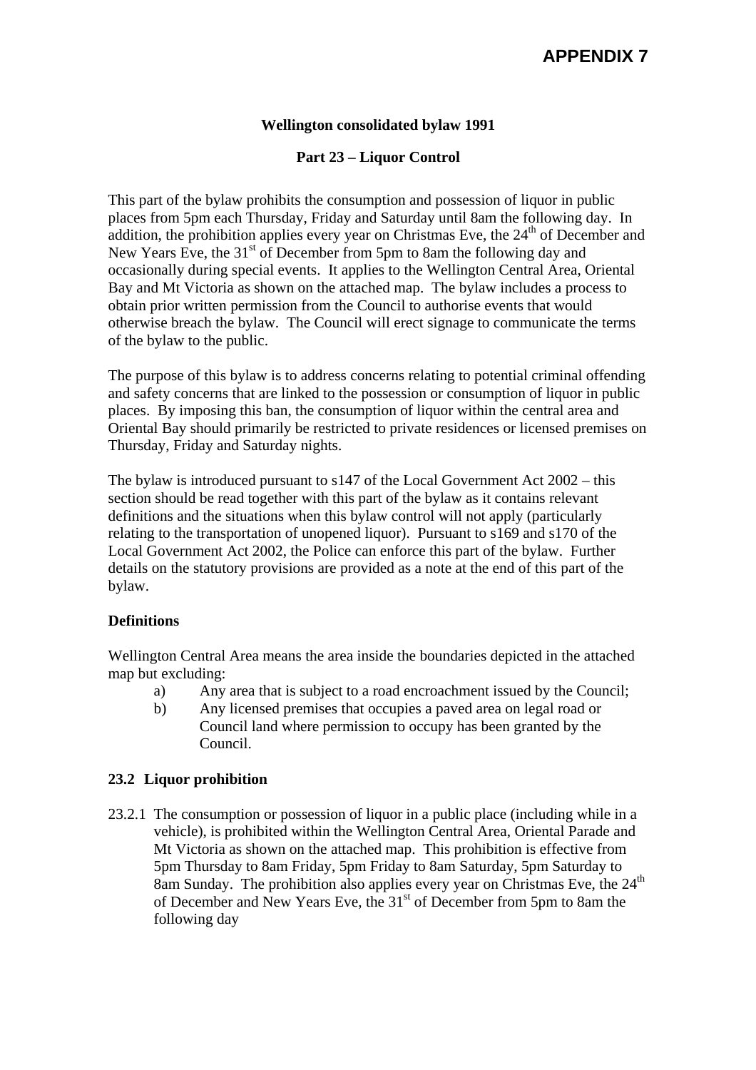# APPENDIX 7

**Wellington consolidated bylaw 1991**

**Part 23 – Liquor Control**

This part of the bylaw prohibits the consumption and possession of liquor in public places from 5pm each Thursday, Friday and Saturday until 8am the following day. In addition, the prohibition applies every year on Christmas Eve, the 24th of December and New Years Eve, the 31st of December from 5pm to 8am the following day and occasionally during special events. It applies to the Wellington Central Area, Oriental Bay and Mt Victoria as shown on the attached map. The bylaw includes a process to obtain prior written permission from the Council to authorise events that would otherwise breach the bylaw. The Council will erect signage to communicate the terms of the bylaw to the public.

The purpose of this bylaw is to address concerns relating to potential criminal offending and safety concerns that are linked to the possession or consumption of liquor in public places. By imposing this ban, the consumption of liquor within the central area and Oriental Bay should primarily be restricted to private residences or licensed premises on Thursday, Friday and Saturday nights.

The bylaw is introduced pursuant to s147 of the Local Government Act 2002 – this section should be read together with this part of the bylaw as it contains relevant definitions and the situations when this bylaw control will not apply (particularly relating to the transportation of unopened liquor). Pursuant to s169 and s170 of the Local Government Act 2002, the Police can enforce this part of the bylaw. Further details on the statutory provisions are provided as a note at the end of this part of the bylaw.

### Definitions

Wellington Central Area means the area inside the boundaries depicted in the attached map but excluding:

a) Any area that is subject to a road encroachment issued by the Council;
b) Any licensed premises that occupies a paved area on legal road or Council land where permission to occupy has been granted by the Council.

### 23.2 Liquor prohibition

23.2.1 The consumption or possession of liquor in a public place (including while in a vehicle), is prohibited within the Wellington Central Area, Oriental Parade and Mt Victoria as shown on the attached map. This prohibition is effective from 5pm Thursday to 8am Friday, 5pm Friday to 8am Saturday, 5pm Saturday to 8am Sunday. The prohibition also applies every year on Christmas Eve, the 24th of December and New Years Eve, the 31st of December from 5pm to 8am the following day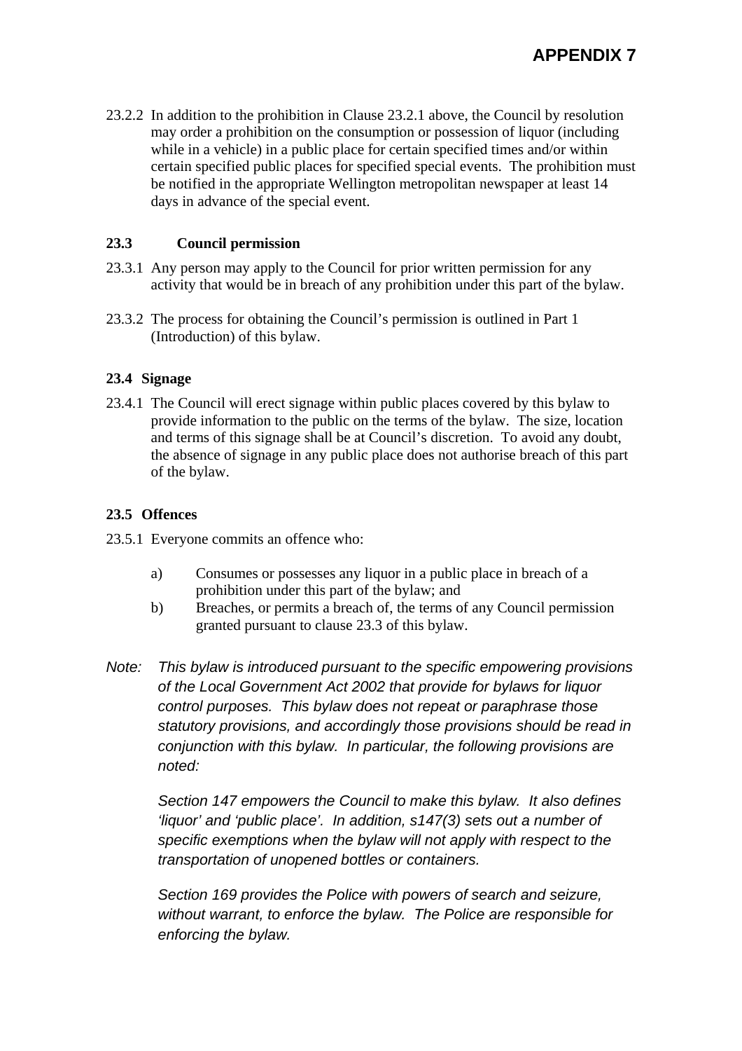# APPENDIX 7

23.2.2 In addition to the prohibition in Clause 23.2.1 above, the Council by resolution may order a prohibition on the consumption or possession of liquor (including while in a vehicle) in a public place for certain specified times and/or within certain specified public places for specified special events. The prohibition must be notified in the appropriate Wellington metropolitan newspaper at least 14 days in advance of the special event.

### 23.3 Council permission

23.3.1 Any person may apply to the Council for prior written permission for any activity that would be in breach of any prohibition under this part of the bylaw.

23.3.2 The process for obtaining the Council's permission is outlined in Part 1 (Introduction) of this bylaw.

### 23.4 Signage

23.4.1 The Council will erect signage within public places covered by this bylaw to provide information to the public on the terms of the bylaw. The size, location and terms of this signage shall be at Council's discretion. To avoid any doubt, the absence of signage in any public place does not authorise breach of this part of the bylaw.

### 23.5 Offences

23.5.1 Everyone commits an offence who:

a) Consumes or possesses any liquor in a public place in breach of a prohibition under this part of the bylaw; and

b) Breaches, or permits a breach of, the terms of any Council permission granted pursuant to clause 23.3 of this bylaw.

*Note: This bylaw is introduced pursuant to the specific empowering provisions of the Local Government Act 2002 that provide for bylaws for liquor control purposes. This bylaw does not repeat or paraphrase those statutory provisions, and accordingly those provisions should be read in conjunction with this bylaw. In particular, the following provisions are noted:*

*Section 147 empowers the Council to make this bylaw. It also defines 'liquor' and 'public place'. In addition, s147(3) sets out a number of specific exemptions when the bylaw will not apply with respect to the transportation of unopened bottles or containers.*

*Section 169 provides the Police with powers of search and seizure, without warrant, to enforce the bylaw. The Police are responsible for enforcing the bylaw.*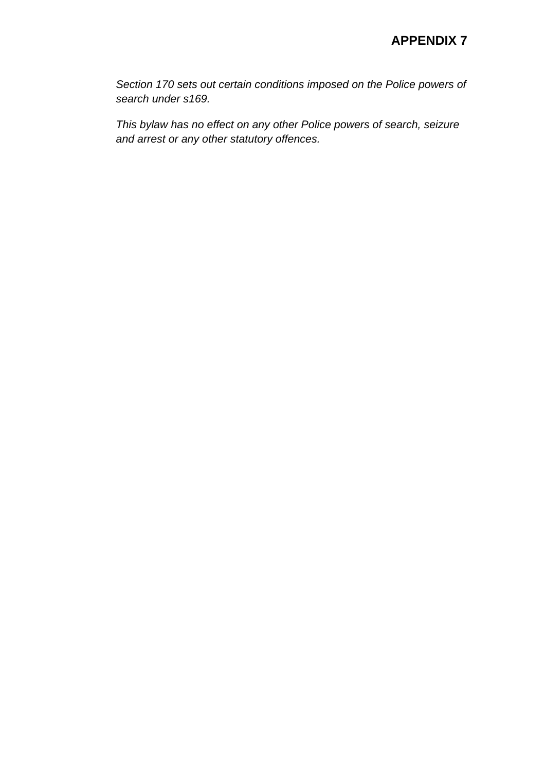**APPENDIX 7**

*Section 170 sets out certain conditions imposed on the Police powers of search under s169.*

*This bylaw has no effect on any other Police powers of search, seizure and arrest or any other statutory offences.*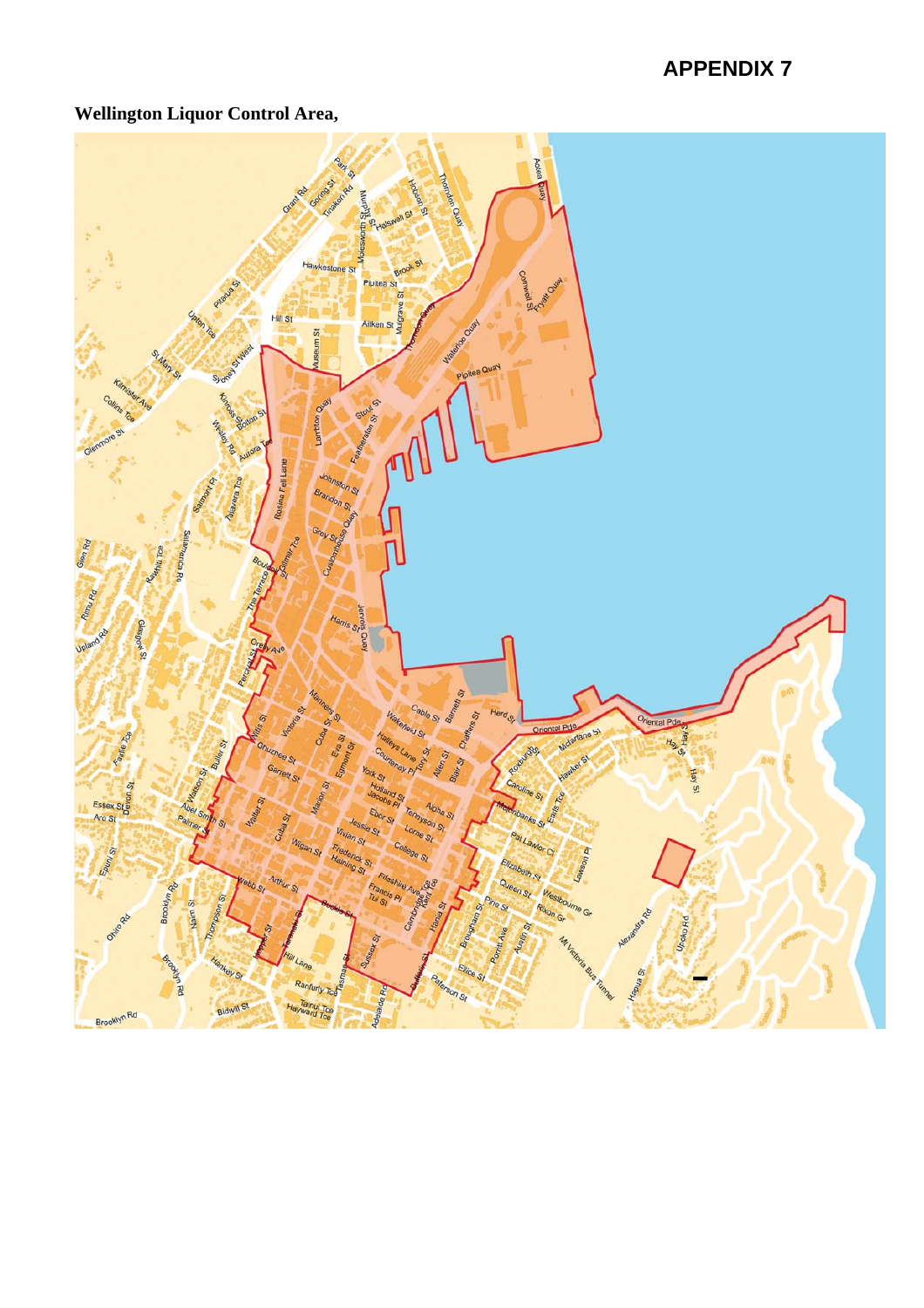# APPENDIX 7

**Wellington Liquor Control Area,**